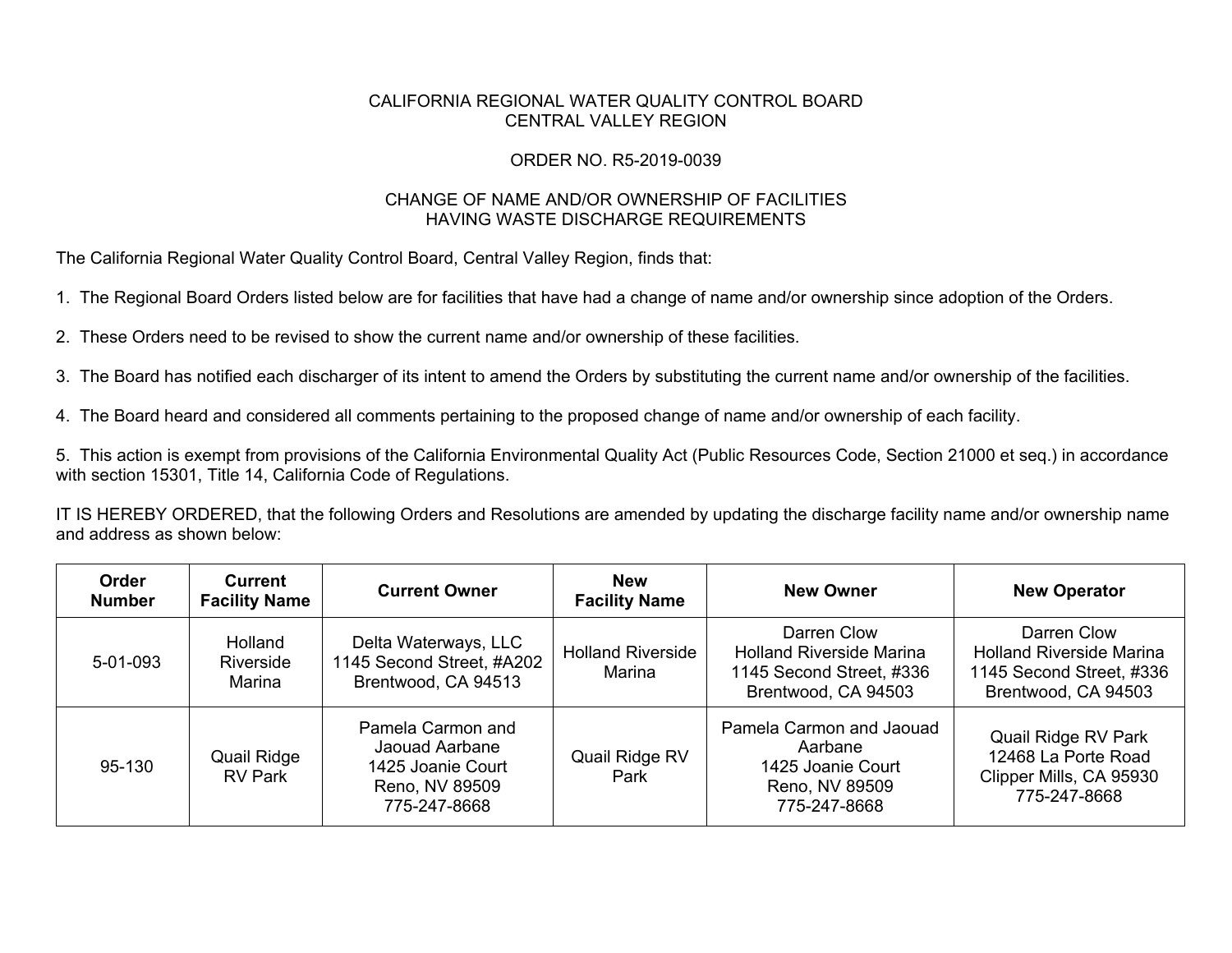CALIFORNIA REGIONAL WATER QUALITY CONTROL BOARD
CENTRAL VALLEY REGION

ORDER NO. R5-2019-0039

CHANGE OF NAME AND/OR OWNERSHIP OF FACILITIES
HAVING WASTE DISCHARGE REQUIREMENTS

The California Regional Water Quality Control Board, Central Valley Region, finds that:

1. The Regional Board Orders listed below are for facilities that have had a change of name and/or ownership since adoption of the Orders.

2. These Orders need to be revised to show the current name and/or ownership of these facilities.

3. The Board has notified each discharger of its intent to amend the Orders by substituting the current name and/or ownership of the facilities.

4. The Board heard and considered all comments pertaining to the proposed change of name and/or ownership of each facility.

5. This action is exempt from provisions of the California Environmental Quality Act (Public Resources Code, Section 21000 et seq.) in accordance with section 15301, Title 14, California Code of Regulations.

IT IS HEREBY ORDERED, that the following Orders and Resolutions are amended by updating the discharge facility name and/or ownership name and address as shown below:

| Order Number | Current Facility Name | Current Owner | New Facility Name | New Owner | New Operator |
|---|---|---|---|---|---|
| 5-01-093 | Holland Riverside Marina | Delta Waterways, LLC<br>1145 Second Street, #A202<br>Brentwood, CA 94513 | Holland Riverside Marina | Darren Clow<br>Holland Riverside Marina<br>1145 Second Street, #336<br>Brentwood, CA 94503 | Darren Clow<br>Holland Riverside Marina<br>1145 Second Street, #336<br>Brentwood, CA 94503 |
| 95-130 | Quail Ridge RV Park | Pamela Carmon and Jaouad Aarbane<br>1425 Joanie Court<br>Reno, NV 89509<br>775-247-8668 | Quail Ridge RV Park | Pamela Carmon and Jaouad Aarbane<br>1425 Joanie Court<br>Reno, NV 89509<br>775-247-8668 | Quail Ridge RV Park<br>12468 La Porte Road<br>Clipper Mills, CA 95930<br>775-247-8668 |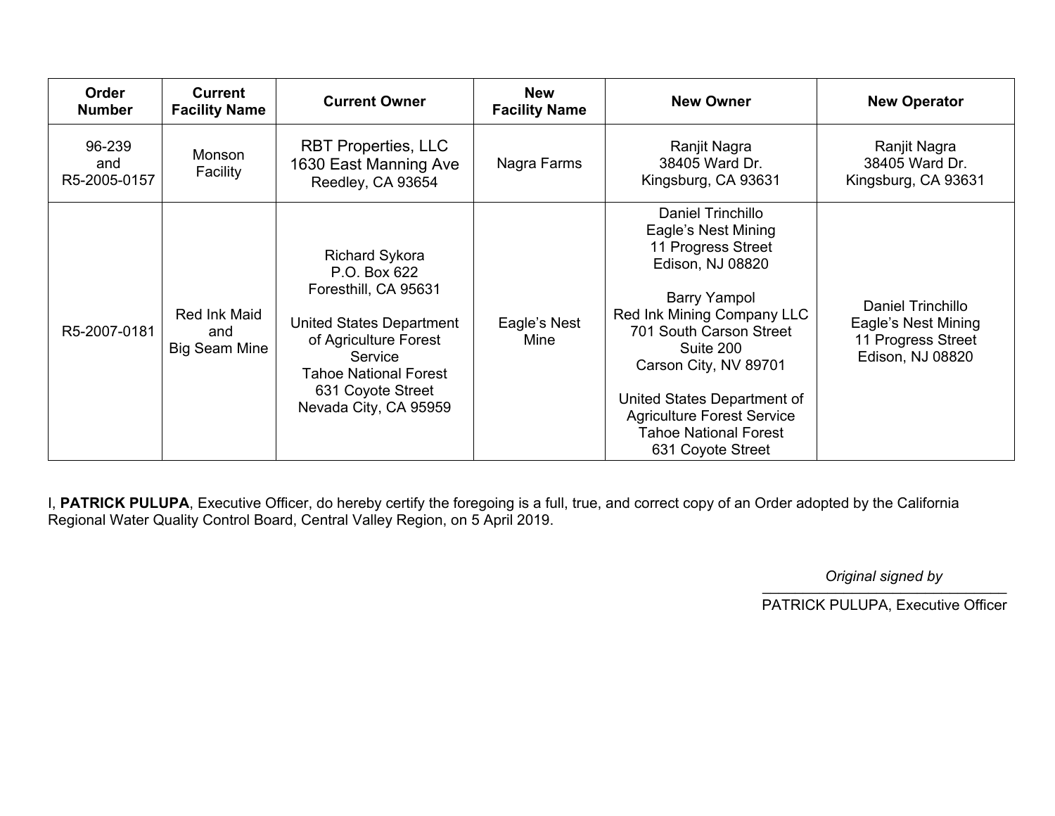| Order Number | Current Facility Name | Current Owner | New Facility Name | New Owner | New Operator |
|---|---|---|---|---|---|
| 96-239 and R5-2005-0157 | Monson Facility | RBT Properties, LLC 1630 East Manning Ave Reedley, CA 93654 | Nagra Farms | Ranjit Nagra 38405 Ward Dr. Kingsburg, CA 93631 | Ranjit Nagra 38405 Ward Dr. Kingsburg, CA 93631 |
| R5-2007-0181 | Red Ink Maid and Big Seam Mine | Richard Sykora P.O. Box 622 Foresthill, CA 95631<br><br>United States Department of Agriculture Forest Service Tahoe National Forest 631 Coyote Street Nevada City, CA 95959 | Eagle's Nest Mine | Daniel Trinchillo Eagle's Nest Mining 11 Progress Street Edison, NJ 08820<br><br>Barry Yampol Red Ink Mining Company LLC 701 South Carson Street Suite 200 Carson City, NV 89701<br><br>United States Department of Agriculture Forest Service Tahoe National Forest 631 Coyote Street | Daniel Trinchillo Eagle's Nest Mining 11 Progress Street Edison, NJ 08820 |

I, **PATRICK PULUPA**, Executive Officer, do hereby certify the foregoing is a full, true, and correct copy of an Order adopted by the California Regional Water Quality Control Board, Central Valley Region, on 5 April 2019.

*Original signed by*

PATRICK PULUPA, Executive Officer